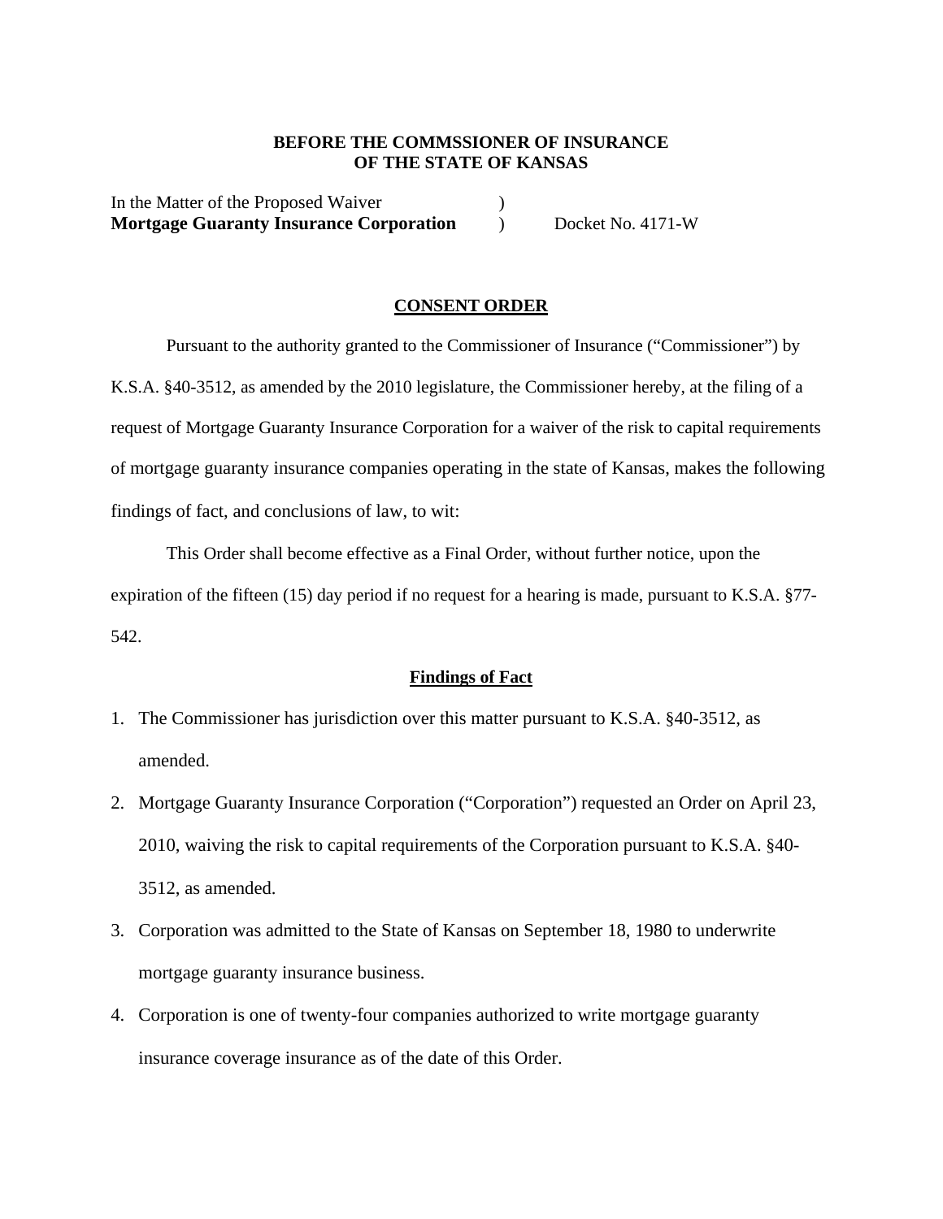**BEFORE THE COMMSSIONER OF INSURANCE**
**OF THE STATE OF KANSAS**

In the Matter of the Proposed Waiver )
**Mortgage Guaranty Insurance Corporation** ) Docket No. 4171-W

**CONSENT ORDER**

Pursuant to the authority granted to the Commissioner of Insurance ("Commissioner") by K.S.A. §40-3512, as amended by the 2010 legislature, the Commissioner hereby, at the filing of a request of Mortgage Guaranty Insurance Corporation for a waiver of the risk to capital requirements of mortgage guaranty insurance companies operating in the state of Kansas, makes the following findings of fact, and conclusions of law, to wit:

This Order shall become effective as a Final Order, without further notice, upon the expiration of the fifteen (15) day period if no request for a hearing is made, pursuant to K.S.A. §77-542.

**Findings of Fact**

1. The Commissioner has jurisdiction over this matter pursuant to K.S.A. §40-3512, as amended.
2. Mortgage Guaranty Insurance Corporation ("Corporation") requested an Order on April 23, 2010, waiving the risk to capital requirements of the Corporation pursuant to K.S.A. §40-3512, as amended.
3. Corporation was admitted to the State of Kansas on September 18, 1980 to underwrite mortgage guaranty insurance business.
4. Corporation is one of twenty-four companies authorized to write mortgage guaranty insurance coverage insurance as of the date of this Order.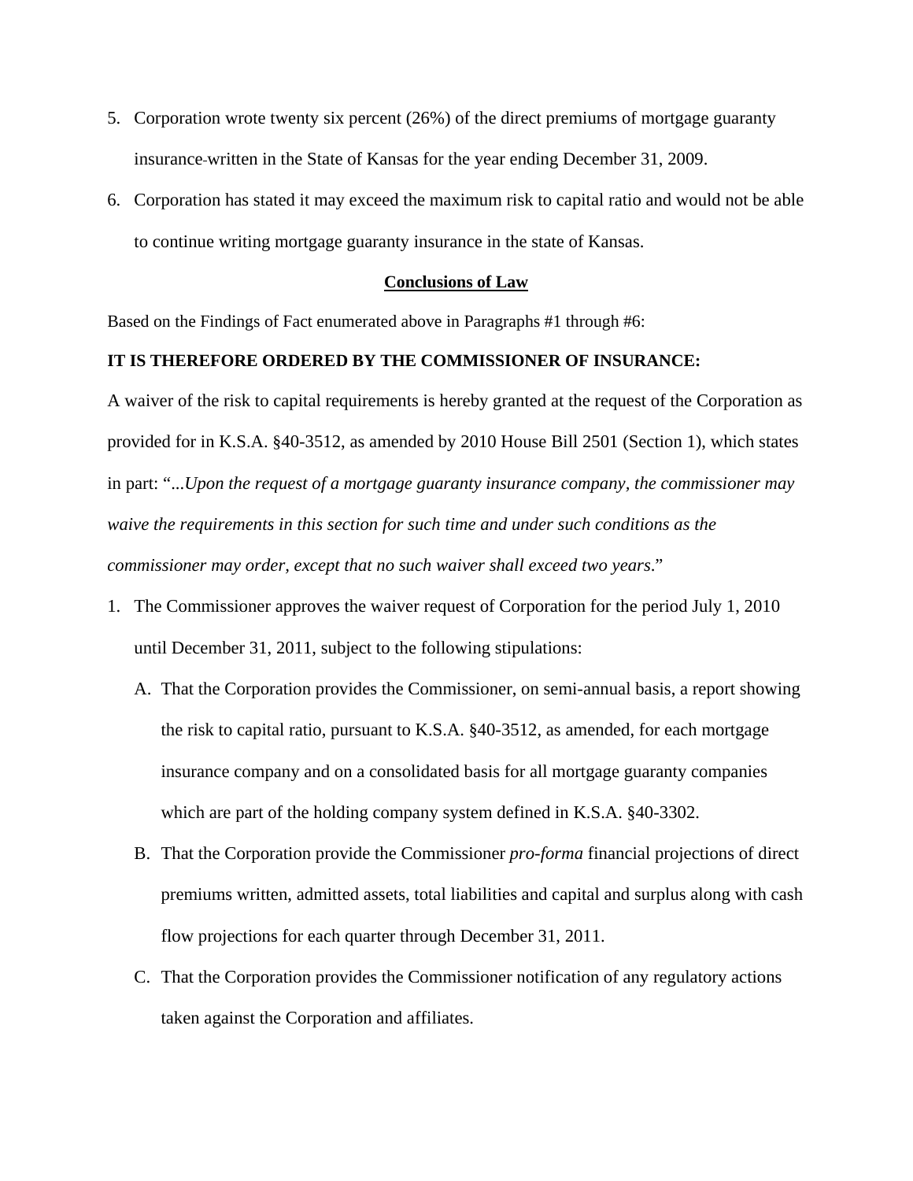5. Corporation wrote twenty six percent (26%) of the direct premiums of mortgage guaranty insurance written in the State of Kansas for the year ending December 31, 2009.
6. Corporation has stated it may exceed the maximum risk to capital ratio and would not be able to continue writing mortgage guaranty insurance in the state of Kansas.

## Conclusions of Law

Based on the Findings of Fact enumerated above in Paragraphs #1 through #6:

**IT IS THEREFORE ORDERED BY THE COMMISSIONER OF INSURANCE:**

A waiver of the risk to capital requirements is hereby granted at the request of the Corporation as provided for in K.S.A. §40-3512, as amended by 2010 House Bill 2501 (Section 1), which states in part: "*...Upon the request of a mortgage guaranty insurance company, the commissioner may waive the requirements in this section for such time and under such conditions as the commissioner may order, except that no such waiver shall exceed two years*."

1. The Commissioner approves the waiver request of Corporation for the period July 1, 2010 until December 31, 2011, subject to the following stipulations:
   A. That the Corporation provides the Commissioner, on semi-annual basis, a report showing the risk to capital ratio, pursuant to K.S.A. §40-3512, as amended, for each mortgage insurance company and on a consolidated basis for all mortgage guaranty companies which are part of the holding company system defined in K.S.A. §40-3302.
   B. That the Corporation provide the Commissioner *pro-forma* financial projections of direct premiums written, admitted assets, total liabilities and capital and surplus along with cash flow projections for each quarter through December 31, 2011.
   C. That the Corporation provides the Commissioner notification of any regulatory actions taken against the Corporation and affiliates.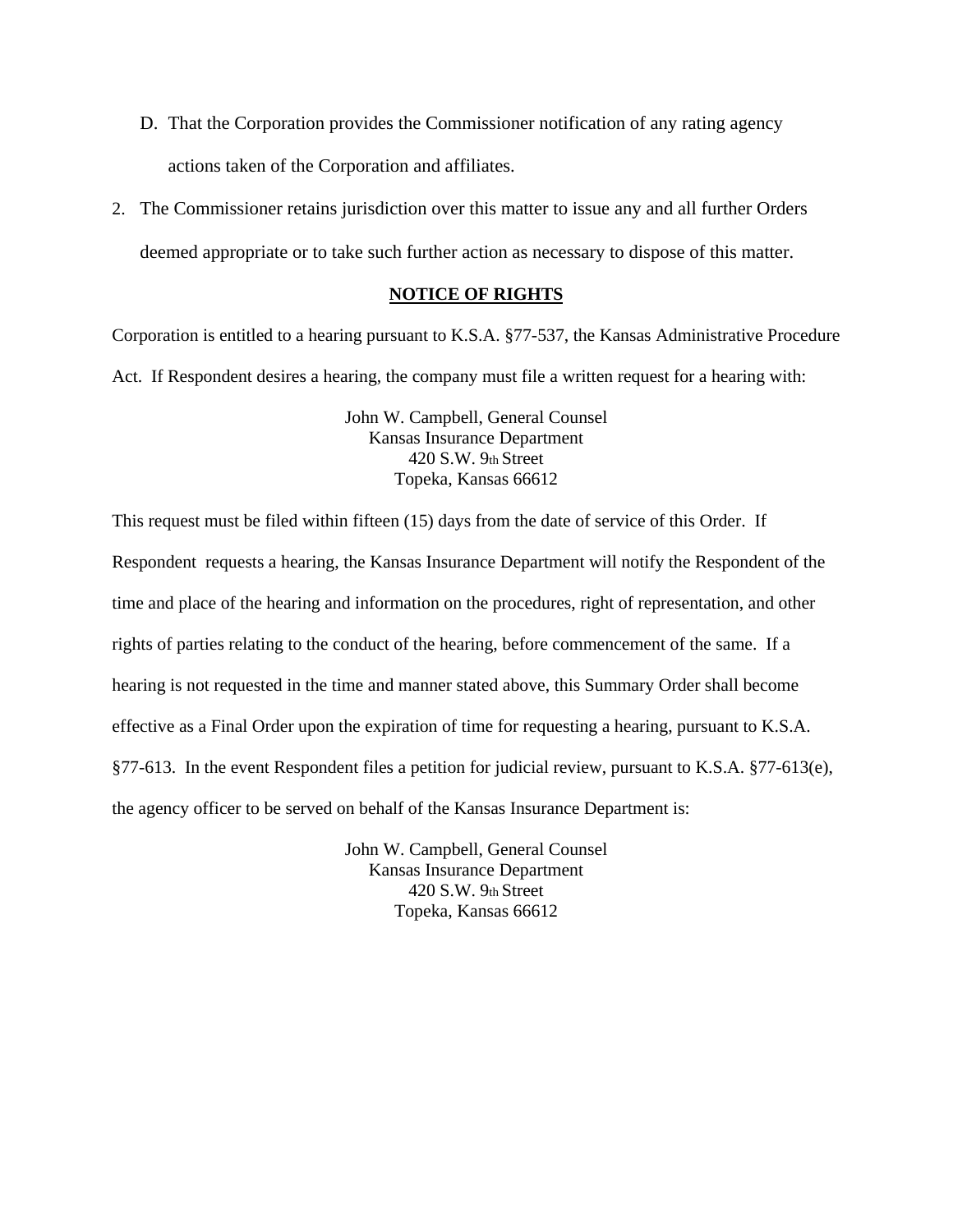D. That the Corporation provides the Commissioner notification of any rating agency actions taken of the Corporation and affiliates.

2. The Commissioner retains jurisdiction over this matter to issue any and all further Orders deemed appropriate or to take such further action as necessary to dispose of this matter.

**NOTICE OF RIGHTS**

Corporation is entitled to a hearing pursuant to K.S.A. §77-537, the Kansas Administrative Procedure Act. If Respondent desires a hearing, the company must file a written request for a hearing with:

John W. Campbell, General Counsel
Kansas Insurance Department
420 S.W. 9th Street
Topeka, Kansas 66612

This request must be filed within fifteen (15) days from the date of service of this Order. If Respondent requests a hearing, the Kansas Insurance Department will notify the Respondent of the time and place of the hearing and information on the procedures, right of representation, and other rights of parties relating to the conduct of the hearing, before commencement of the same. If a hearing is not requested in the time and manner stated above, this Summary Order shall become effective as a Final Order upon the expiration of time for requesting a hearing, pursuant to K.S.A. §77-613. In the event Respondent files a petition for judicial review, pursuant to K.S.A. §77-613(e), the agency officer to be served on behalf of the Kansas Insurance Department is:

John W. Campbell, General Counsel
Kansas Insurance Department
420 S.W. 9th Street
Topeka, Kansas 66612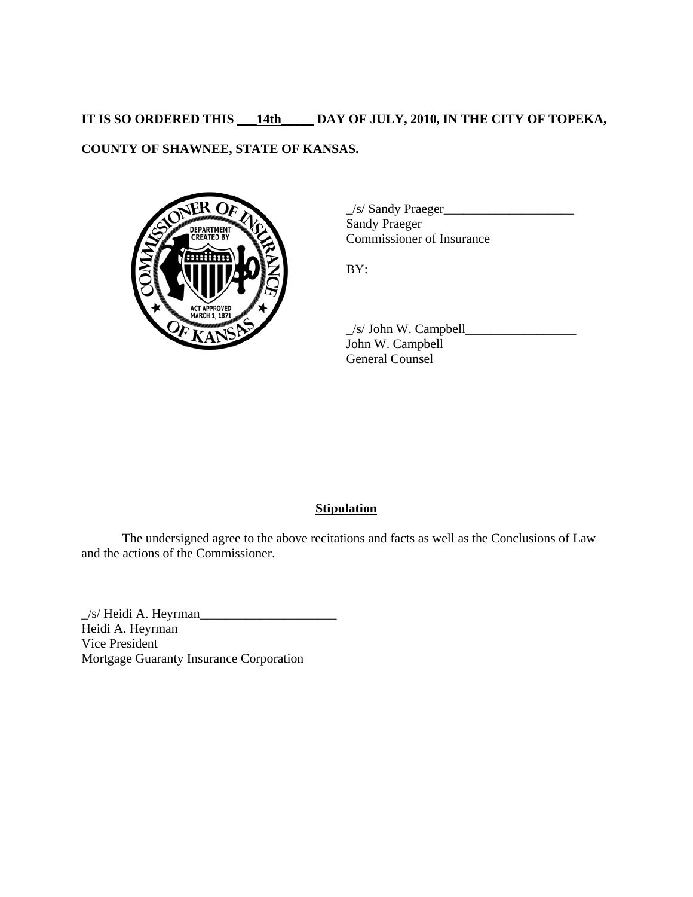**IT IS SO ORDERED THIS ___14th_____ DAY OF JULY, 2010, IN THE CITY OF TOPEKA, COUNTY OF SHAWNEE, STATE OF KANSAS.**

_/s/ Sandy Praeger____________________
Sandy Praeger
Commissioner of Insurance

BY:

_/s/ John W. Campbell_________________
John W. Campbell
General Counsel

**Stipulation**

The undersigned agree to the above recitations and facts as well as the Conclusions of Law and the actions of the Commissioner.

_/s/ Heidi A. Heyrman_____________________
Heidi A. Heyrman
Vice President
Mortgage Guaranty Insurance Corporation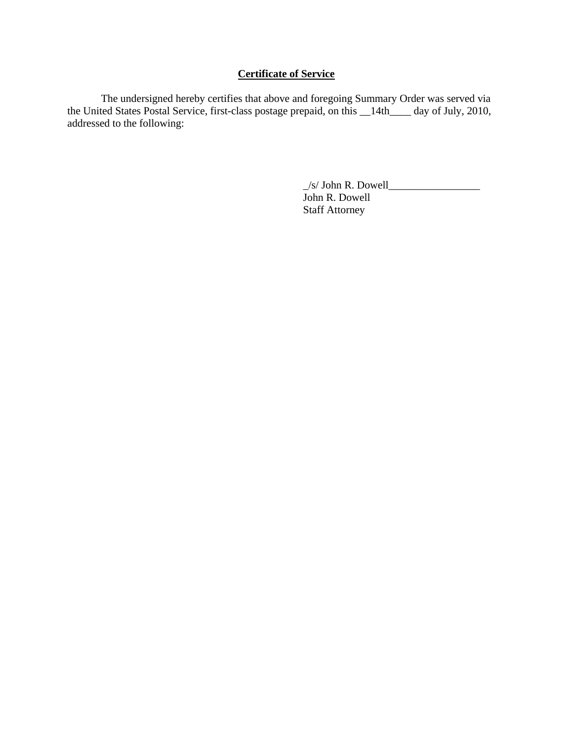**Certificate of Service**

The undersigned hereby certifies that above and foregoing Summary Order was served via the United States Postal Service, first-class postage prepaid, on this __14th____ day of July, 2010, addressed to the following:

_/s/ John R. Dowell_________________
John R. Dowell
Staff Attorney